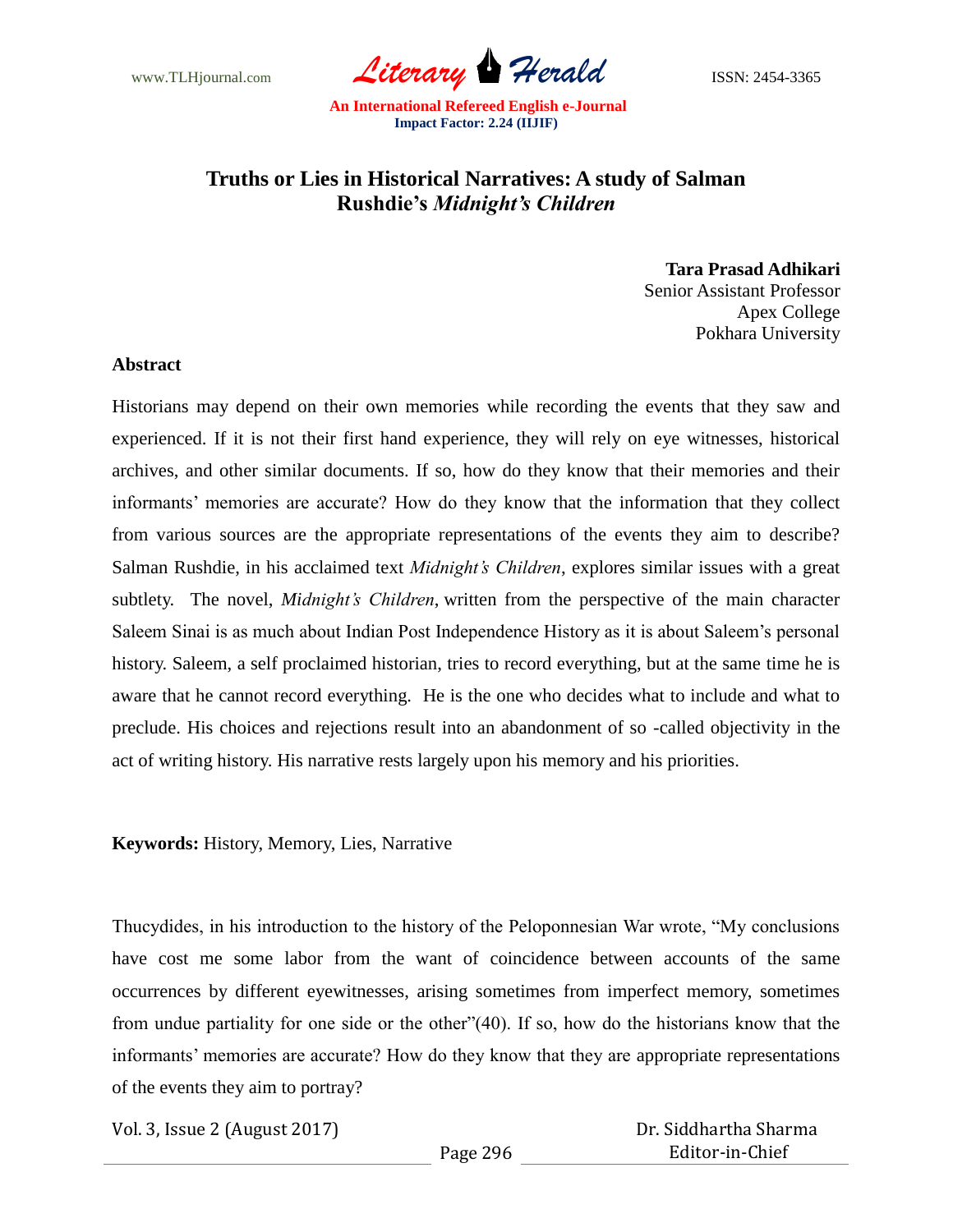# Truths or Lies in Historical Narratives: A study of Salman Rushdie's *Midnight's Children*

**Tara Prasad Adhikari**
Senior Assistant Professor
Apex College
Pokhara University

## Abstract

Historians may depend on their own memories while recording the events that they saw and experienced. If it is not their first hand experience, they will rely on eye witnesses, historical archives, and other similar documents. If so, how do they know that their memories and their informants' memories are accurate? How do they know that the information that they collect from various sources are the appropriate representations of the events they aim to describe? Salman Rushdie, in his acclaimed text *Midnight's Children*, explores similar issues with a great subtlety. The novel, *Midnight's Children*, written from the perspective of the main character Saleem Sinai is as much about Indian Post Independence History as it is about Saleem's personal history. Saleem, a self proclaimed historian, tries to record everything, but at the same time he is aware that he cannot record everything. He is the one who decides what to include and what to preclude. His choices and rejections result into an abandonment of so -called objectivity in the act of writing history. His narrative rests largely upon his memory and his priorities.

**Keywords:** History, Memory, Lies, Narrative

Thucydides, in his introduction to the history of the Peloponnesian War wrote, "My conclusions have cost me some labor from the want of coincidence between accounts of the same occurrences by different eyewitnesses, arising sometimes from imperfect memory, sometimes from undue partiality for one side or the other"(40). If so, how do the historians know that the informants' memories are accurate? How do they know that they are appropriate representations of the events they aim to portray?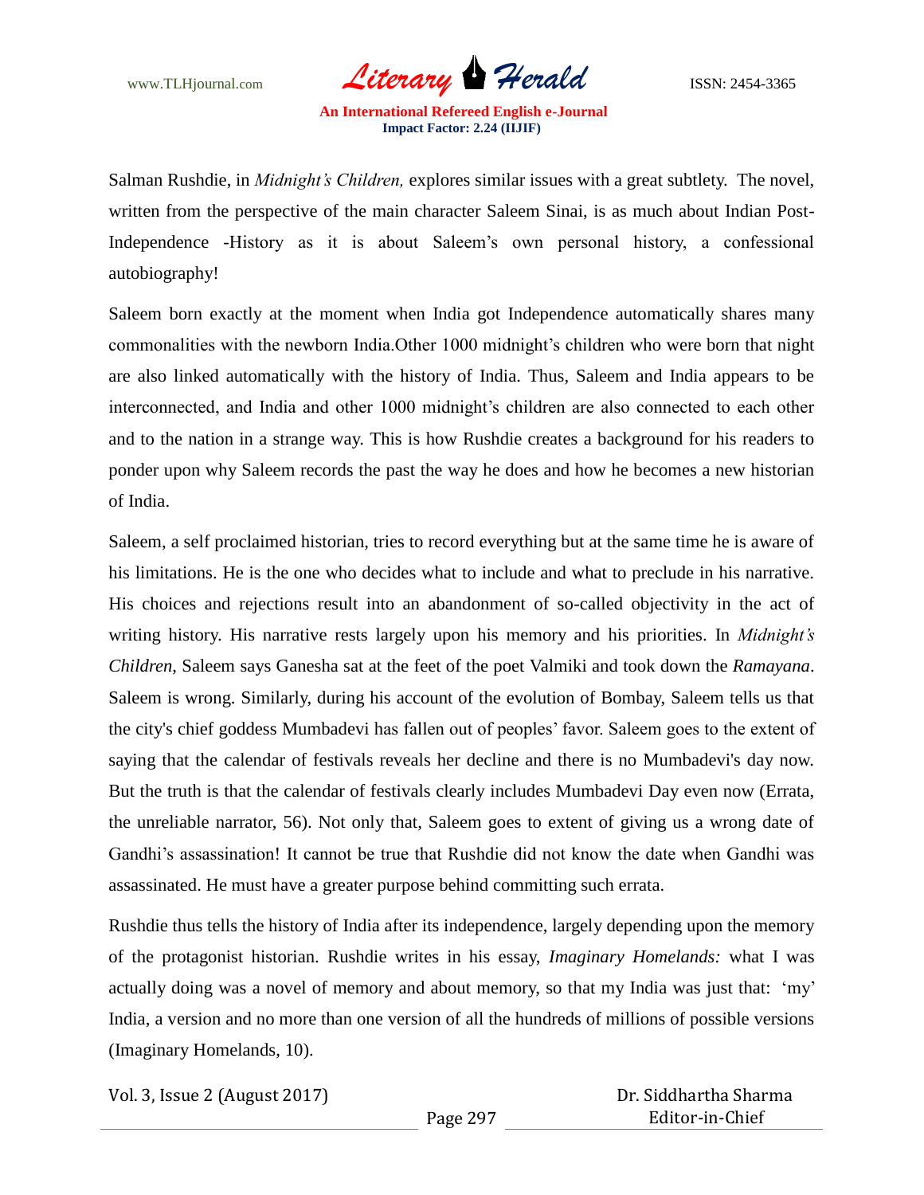Salman Rushdie, in *Midnight's Children,* explores similar issues with a great subtlety. The novel, written from the perspective of the main character Saleem Sinai, is as much about Indian Post-Independence -History as it is about Saleem's own personal history, a confessional autobiography!

Saleem born exactly at the moment when India got Independence automatically shares many commonalities with the newborn India.Other 1000 midnight's children who were born that night are also linked automatically with the history of India. Thus, Saleem and India appears to be interconnected, and India and other 1000 midnight's children are also connected to each other and to the nation in a strange way. This is how Rushdie creates a background for his readers to ponder upon why Saleem records the past the way he does and how he becomes a new historian of India.

Saleem, a self proclaimed historian, tries to record everything but at the same time he is aware of his limitations. He is the one who decides what to include and what to preclude in his narrative. His choices and rejections result into an abandonment of so-called objectivity in the act of writing history. His narrative rests largely upon his memory and his priorities. In *Midnight's Children*, Saleem says Ganesha sat at the feet of the poet Valmiki and took down the *Ramayana*. Saleem is wrong. Similarly, during his account of the evolution of Bombay, Saleem tells us that the city's chief goddess Mumbadevi has fallen out of peoples' favor. Saleem goes to the extent of saying that the calendar of festivals reveals her decline and there is no Mumbadevi's day now. But the truth is that the calendar of festivals clearly includes Mumbadevi Day even now (Errata, the unreliable narrator, 56). Not only that, Saleem goes to extent of giving us a wrong date of Gandhi's assassination! It cannot be true that Rushdie did not know the date when Gandhi was assassinated. He must have a greater purpose behind committing such errata.

Rushdie thus tells the history of India after its independence, largely depending upon the memory of the protagonist historian. Rushdie writes in his essay, *Imaginary Homelands:* what I was actually doing was a novel of memory and about memory, so that my India was just that: 'my' India, a version and no more than one version of all the hundreds of millions of possible versions (Imaginary Homelands, 10).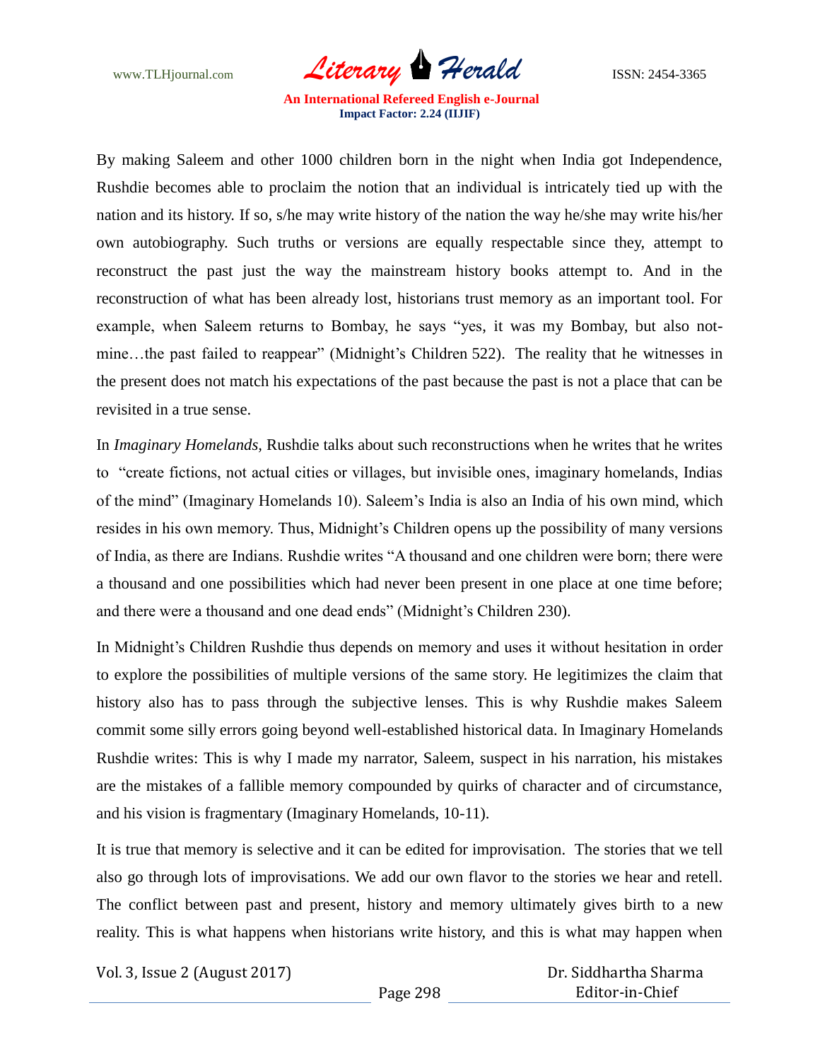By making Saleem and other 1000 children born in the night when India got Independence, Rushdie becomes able to proclaim the notion that an individual is intricately tied up with the nation and its history. If so, s/he may write history of the nation the way he/she may write his/her own autobiography. Such truths or versions are equally respectable since they, attempt to reconstruct the past just the way the mainstream history books attempt to. And in the reconstruction of what has been already lost, historians trust memory as an important tool. For example, when Saleem returns to Bombay, he says "yes, it was my Bombay, but also not-mine…the past failed to reappear" (Midnight's Children 522). The reality that he witnesses in the present does not match his expectations of the past because the past is not a place that can be revisited in a true sense.

In *Imaginary Homelands*, Rushdie talks about such reconstructions when he writes that he writes to "create fictions, not actual cities or villages, but invisible ones, imaginary homelands, Indias of the mind" (Imaginary Homelands 10). Saleem's India is also an India of his own mind, which resides in his own memory. Thus, Midnight's Children opens up the possibility of many versions of India, as there are Indians. Rushdie writes "A thousand and one children were born; there were a thousand and one possibilities which had never been present in one place at one time before; and there were a thousand and one dead ends" (Midnight's Children 230).

In Midnight's Children Rushdie thus depends on memory and uses it without hesitation in order to explore the possibilities of multiple versions of the same story. He legitimizes the claim that history also has to pass through the subjective lenses. This is why Rushdie makes Saleem commit some silly errors going beyond well-established historical data. In Imaginary Homelands Rushdie writes: This is why I made my narrator, Saleem, suspect in his narration, his mistakes are the mistakes of a fallible memory compounded by quirks of character and of circumstance, and his vision is fragmentary (Imaginary Homelands, 10-11).

It is true that memory is selective and it can be edited for improvisation. The stories that we tell also go through lots of improvisations. We add our own flavor to the stories we hear and retell. The conflict between past and present, history and memory ultimately gives birth to a new reality. This is what happens when historians write history, and this is what may happen when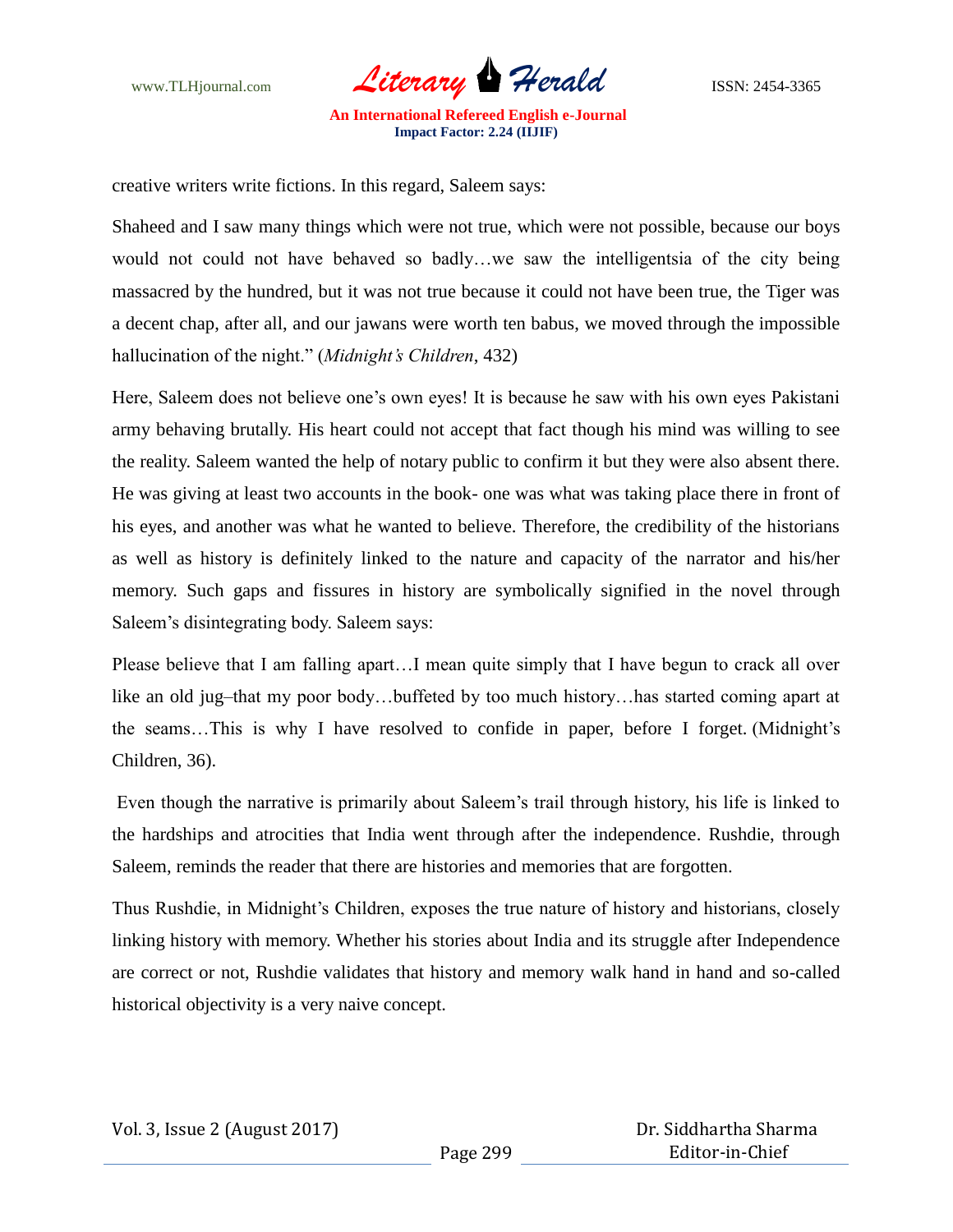creative writers write fictions. In this regard, Saleem says:

Shaheed and I saw many things which were not true, which were not possible, because our boys would not could not have behaved so badly…we saw the intelligentsia of the city being massacred by the hundred, but it was not true because it could not have been true, the Tiger was a decent chap, after all, and our jawans were worth ten babus, we moved through the impossible hallucination of the night." (*Midnight's Children*, 432)

Here, Saleem does not believe one's own eyes! It is because he saw with his own eyes Pakistani army behaving brutally. His heart could not accept that fact though his mind was willing to see the reality. Saleem wanted the help of notary public to confirm it but they were also absent there. He was giving at least two accounts in the book- one was what was taking place there in front of his eyes, and another was what he wanted to believe. Therefore, the credibility of the historians as well as history is definitely linked to the nature and capacity of the narrator and his/her memory. Such gaps and fissures in history are symbolically signified in the novel through Saleem's disintegrating body. Saleem says:

Please believe that I am falling apart…I mean quite simply that I have begun to crack all over like an old jug–that my poor body…buffeted by too much history…has started coming apart at the seams…This is why I have resolved to confide in paper, before I forget. (Midnight's Children, 36).

Even though the narrative is primarily about Saleem's trail through history, his life is linked to the hardships and atrocities that India went through after the independence. Rushdie, through Saleem, reminds the reader that there are histories and memories that are forgotten.

Thus Rushdie, in Midnight's Children, exposes the true nature of history and historians, closely linking history with memory. Whether his stories about India and its struggle after Independence are correct or not, Rushdie validates that history and memory walk hand in hand and so-called historical objectivity is a very naive concept.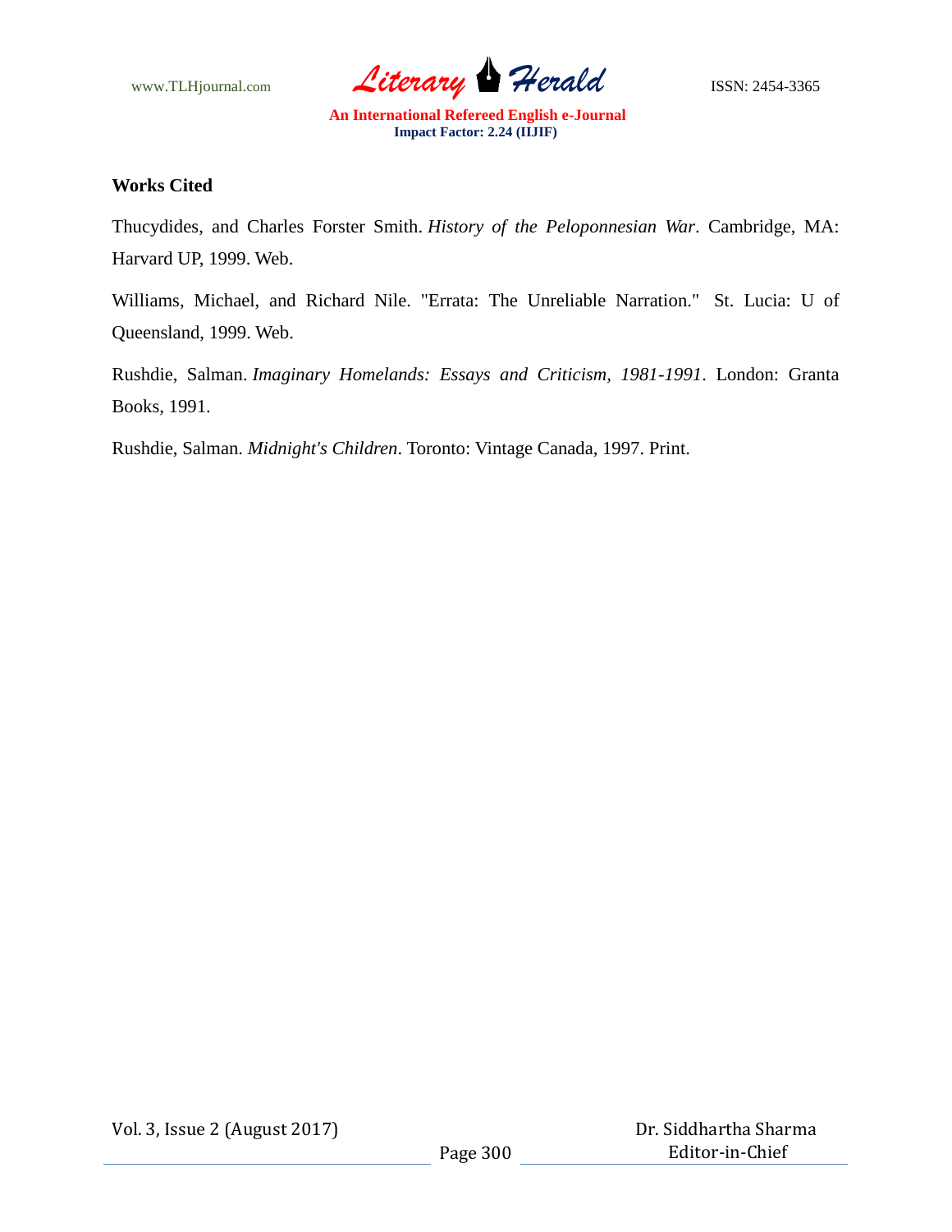**Works Cited**

Thucydides, and Charles Forster Smith. *History of the Peloponnesian War*. Cambridge, MA: Harvard UP, 1999. Web.

Williams, Michael, and Richard Nile. "Errata: The Unreliable Narration." St. Lucia: U of Queensland, 1999. Web.

Rushdie, Salman. *Imaginary Homelands: Essays and Criticism, 1981-1991*. London: Granta Books, 1991.

Rushdie, Salman. *Midnight's Children*. Toronto: Vintage Canada, 1997. Print.